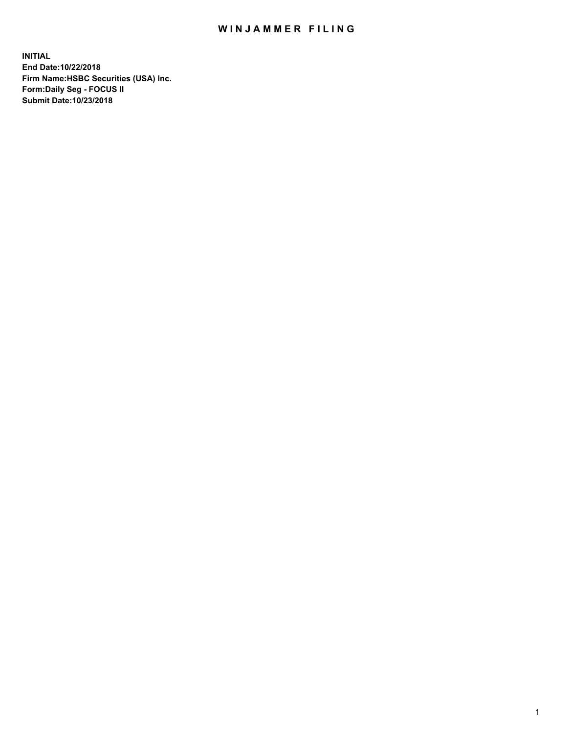# WINJAMMER FILING

**INITIAL**
**End Date:10/22/2018**
**Firm Name:HSBC Securities (USA) Inc.**
**Form:Daily Seg - FOCUS II**
**Submit Date:10/23/2018**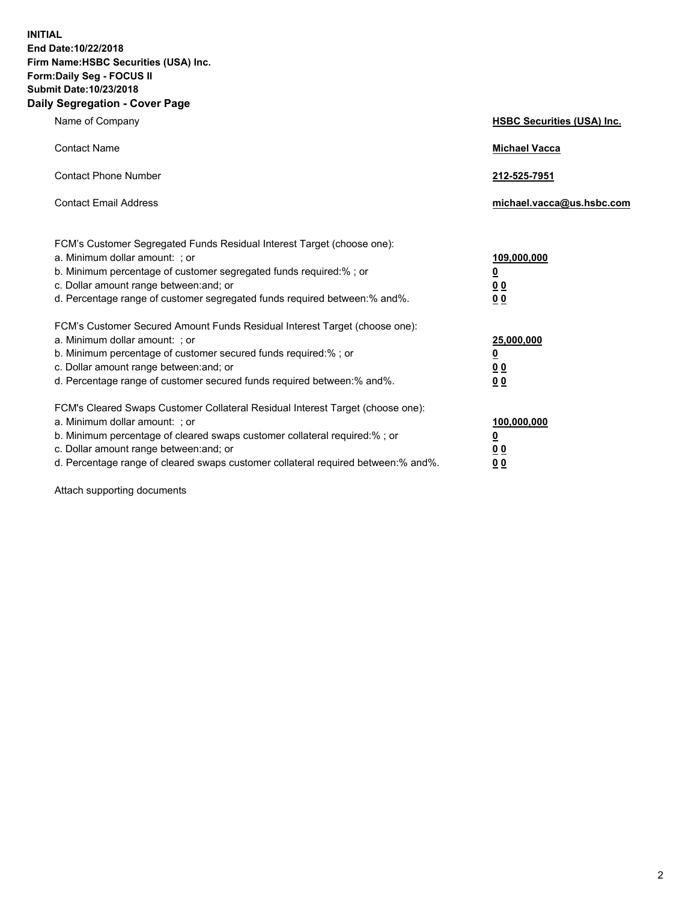**INITIAL**
**End Date:10/22/2018**
**Firm Name:HSBC Securities (USA) Inc.**
**Form:Daily Seg - FOCUS II**
**Submit Date:10/23/2018**

## Daily Segregation - Cover Page

| | |
|---|---|
| Name of Company | **HSBC Securities (USA) Inc.** |
| Contact Name | **Michael Vacca** |
| Contact Phone Number | **212-525-7951** |
| Contact Email Address | **michael.vacca@us.hsbc.com** |

| | |
|---|---|
| FCM's Customer Segregated Funds Residual Interest Target (choose one): | |
| a. Minimum dollar amount: ; or | **109,000,000** |
| b. Minimum percentage of customer segregated funds required:% ; or | **0** |
| c. Dollar amount range between:and; or | **0 0** |
| d. Percentage range of customer segregated funds required between:% and%. | **0 0** |
| FCM's Customer Secured Amount Funds Residual Interest Target (choose one): | |
| a. Minimum dollar amount: ; or | **25,000,000** |
| b. Minimum percentage of customer secured funds required:% ; or | **0** |
| c. Dollar amount range between:and; or | **0 0** |
| d. Percentage range of customer secured funds required between:% and%. | **0 0** |
| FCM's Cleared Swaps Customer Collateral Residual Interest Target (choose one): | |
| a. Minimum dollar amount: ; or | **100,000,000** |
| b. Minimum percentage of cleared swaps customer collateral required:% ; or | **0** |
| c. Dollar amount range between:and; or | **0 0** |
| d. Percentage range of cleared swaps customer collateral required between:% and%. | **0 0** |

Attach supporting documents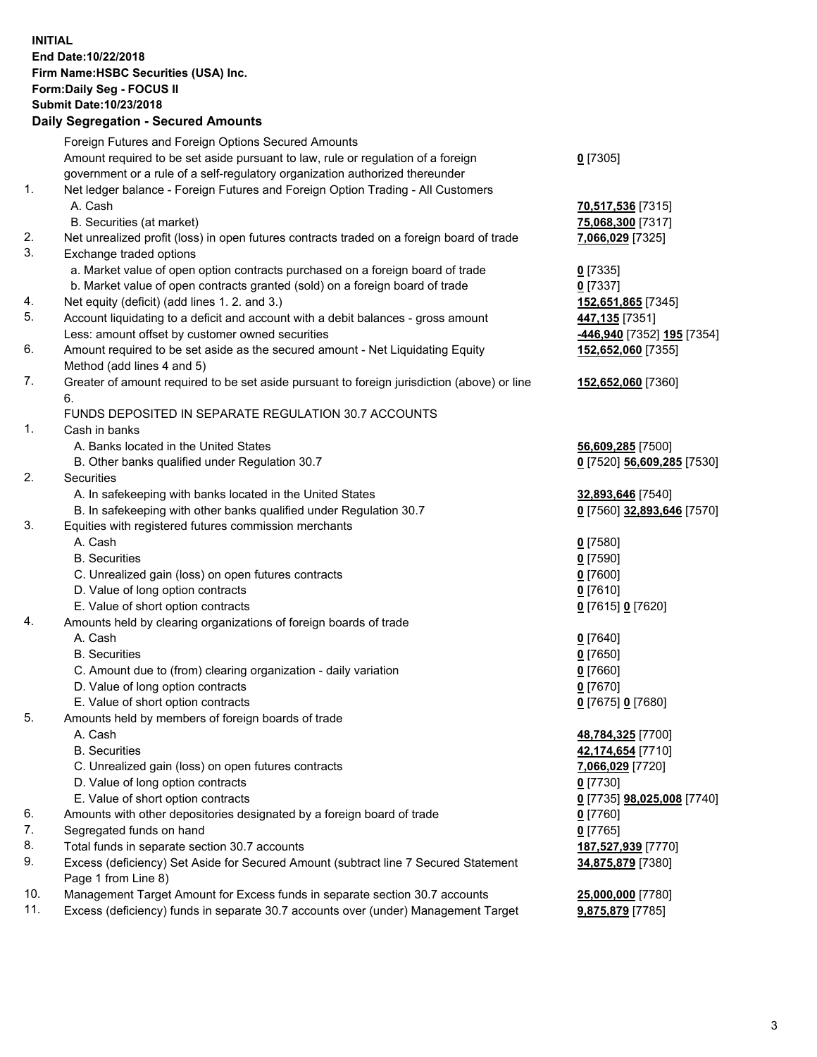**INITIAL**
**End Date:10/22/2018**
**Firm Name:HSBC Securities (USA) Inc.**
**Form:Daily Seg - FOCUS II**
**Submit Date:10/23/2018**
**Daily Segregation - Secured Amounts**

| | | |
|---|---|---|
| | Foreign Futures and Foreign Options Secured Amounts | |
| | Amount required to be set aside pursuant to law, rule or regulation of a foreign government or a rule of a self-regulatory organization authorized thereunder | **0** [7305] |
| 1. | Net ledger balance - Foreign Futures and Foreign Option Trading - All Customers | |
| | A. Cash | **70,517,536** [7315] |
| | B. Securities (at market) | **75,068,300** [7317] |
| 2. | Net unrealized profit (loss) in open futures contracts traded on a foreign board of trade | **7,066,029** [7325] |
| 3. | Exchange traded options | |
| | a. Market value of open option contracts purchased on a foreign board of trade | **0** [7335] |
| | b. Market value of open contracts granted (sold) on a foreign board of trade | **0** [7337] |
| 4. | Net equity (deficit) (add lines 1. 2. and 3.) | **152,651,865** [7345] |
| 5. | Account liquidating to a deficit and account with a debit balances - gross amount | **447,135** [7351] |
| | Less: amount offset by customer owned securities | **-446,940** [7352] **195** [7354] |
| 6. | Amount required to be set aside as the secured amount - Net Liquidating Equity Method (add lines 4 and 5) | **152,652,060** [7355] |
| 7. | Greater of amount required to be set aside pursuant to foreign jurisdiction (above) or line 6. | **152,652,060** [7360] |
| | FUNDS DEPOSITED IN SEPARATE REGULATION 30.7 ACCOUNTS | |
| 1. | Cash in banks | |
| | A. Banks located in the United States | **56,609,285** [7500] |
| | B. Other banks qualified under Regulation 30.7 | **0** [7520] **56,609,285** [7530] |
| 2. | Securities | |
| | A. In safekeeping with banks located in the United States | **32,893,646** [7540] |
| | B. In safekeeping with other banks qualified under Regulation 30.7 | **0** [7560] **32,893,646** [7570] |
| 3. | Equities with registered futures commission merchants | |
| | A. Cash | **0** [7580] |
| | B. Securities | **0** [7590] |
| | C. Unrealized gain (loss) on open futures contracts | **0** [7600] |
| | D. Value of long option contracts | **0** [7610] |
| | E. Value of short option contracts | **0** [7615] **0** [7620] |
| 4. | Amounts held by clearing organizations of foreign boards of trade | |
| | A. Cash | **0** [7640] |
| | B. Securities | **0** [7650] |
| | C. Amount due to (from) clearing organization - daily variation | **0** [7660] |
| | D. Value of long option contracts | **0** [7670] |
| | E. Value of short option contracts | **0** [7675] **0** [7680] |
| 5. | Amounts held by members of foreign boards of trade | |
| | A. Cash | **48,784,325** [7700] |
| | B. Securities | **42,174,654** [7710] |
| | C. Unrealized gain (loss) on open futures contracts | **7,066,029** [7720] |
| | D. Value of long option contracts | **0** [7730] |
| | E. Value of short option contracts | **0** [7735] **98,025,008** [7740] |
| 6. | Amounts with other depositories designated by a foreign board of trade | **0** [7760] |
| 7. | Segregated funds on hand | **0** [7765] |
| 8. | Total funds in separate section 30.7 accounts | **187,527,939** [7770] |
| 9. | Excess (deficiency) Set Aside for Secured Amount (subtract line 7 Secured Statement Page 1 from Line 8) | **34,875,879** [7380] |
| 10. | Management Target Amount for Excess funds in separate section 30.7 accounts | **25,000,000** [7780] |
| 11. | Excess (deficiency) funds in separate 30.7 accounts over (under) Management Target | **9,875,879** [7785] |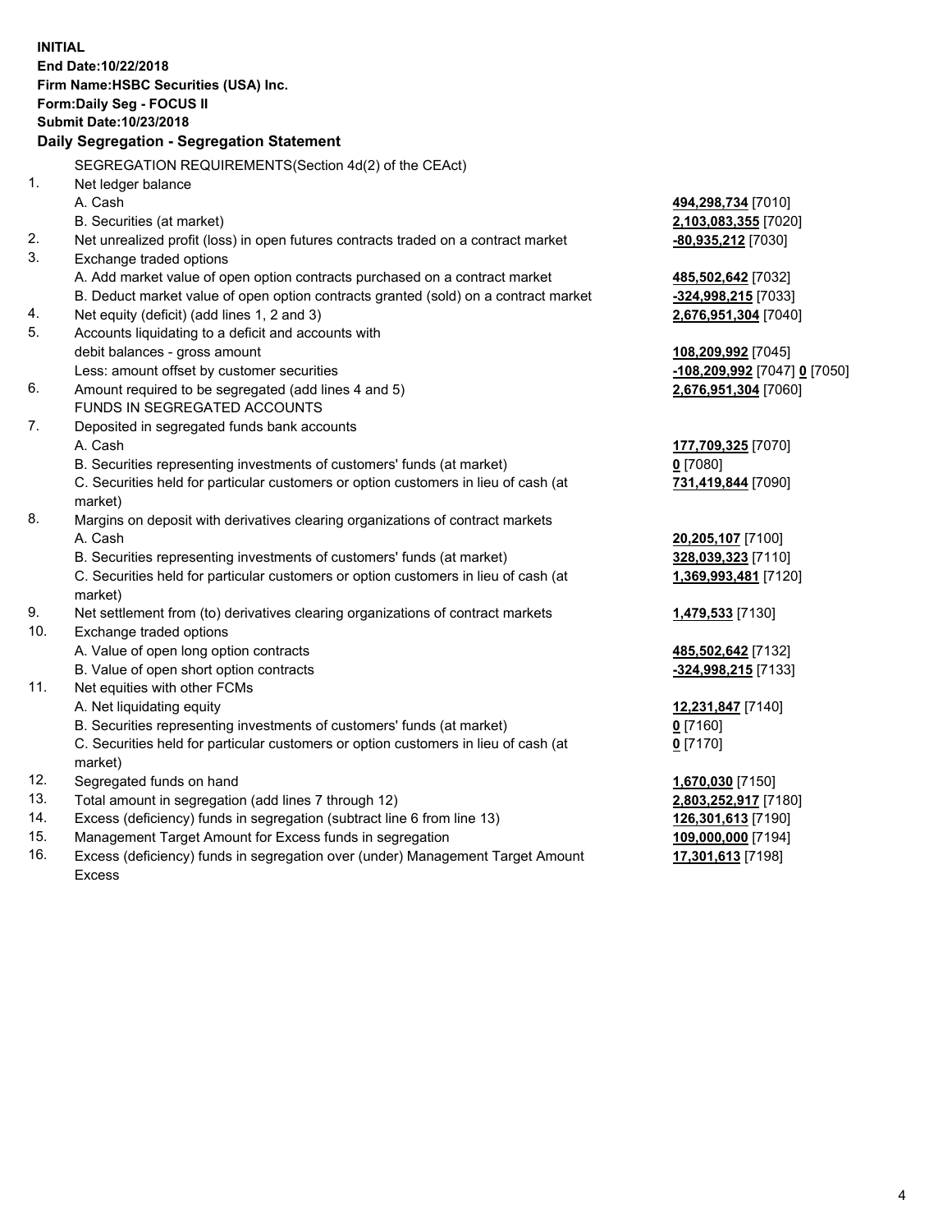**INITIAL**
**End Date:10/22/2018**
**Firm Name:HSBC Securities (USA) Inc.**
**Form:Daily Seg - FOCUS II**
**Submit Date:10/23/2018**

## Daily Segregation - Segregation Statement

SEGREGATION REQUIREMENTS(Section 4d(2) of the CEAct)

| | | |
|---|---|---|
| 1. | Net ledger balance | |
| | A. Cash | **494,298,734** [7010] |
| | B. Securities (at market) | **2,103,083,355** [7020] |
| 2. | Net unrealized profit (loss) in open futures contracts traded on a contract market | **-80,935,212** [7030] |
| 3. | Exchange traded options | |
| | A. Add market value of open option contracts purchased on a contract market | **485,502,642** [7032] |
| | B. Deduct market value of open option contracts granted (sold) on a contract market | **-324,998,215** [7033] |
| 4. | Net equity (deficit) (add lines 1, 2 and 3) | **2,676,951,304** [7040] |
| 5. | Accounts liquidating to a deficit and accounts with debit balances - gross amount | **108,209,992** [7045] |
| | Less: amount offset by customer securities | **-108,209,992** [7047] **0** [7050] |
| 6. | Amount required to be segregated (add lines 4 and 5) | **2,676,951,304** [7060] |
| | FUNDS IN SEGREGATED ACCOUNTS | |
| 7. | Deposited in segregated funds bank accounts | |
| | A. Cash | **177,709,325** [7070] |
| | B. Securities representing investments of customers' funds (at market) | **0** [7080] |
| | C. Securities held for particular customers or option customers in lieu of cash (at market) | **731,419,844** [7090] |
| 8. | Margins on deposit with derivatives clearing organizations of contract markets | |
| | A. Cash | **20,205,107** [7100] |
| | B. Securities representing investments of customers' funds (at market) | **328,039,323** [7110] |
| | C. Securities held for particular customers or option customers in lieu of cash (at market) | **1,369,993,481** [7120] |
| 9. | Net settlement from (to) derivatives clearing organizations of contract markets | **1,479,533** [7130] |
| 10. | Exchange traded options | |
| | A. Value of open long option contracts | **485,502,642** [7132] |
| | B. Value of open short option contracts | **-324,998,215** [7133] |
| 11. | Net equities with other FCMs | |
| | A. Net liquidating equity | **12,231,847** [7140] |
| | B. Securities representing investments of customers' funds (at market) | **0** [7160] |
| | C. Securities held for particular customers or option customers in lieu of cash (at market) | **0** [7170] |
| 12. | Segregated funds on hand | **1,670,030** [7150] |
| 13. | Total amount in segregation (add lines 7 through 12) | **2,803,252,917** [7180] |
| 14. | Excess (deficiency) funds in segregation (subtract line 6 from line 13) | **126,301,613** [7190] |
| 15. | Management Target Amount for Excess funds in segregation | **109,000,000** [7194] |
| 16. | Excess (deficiency) funds in segregation over (under) Management Target Amount Excess | **17,301,613** [7198] |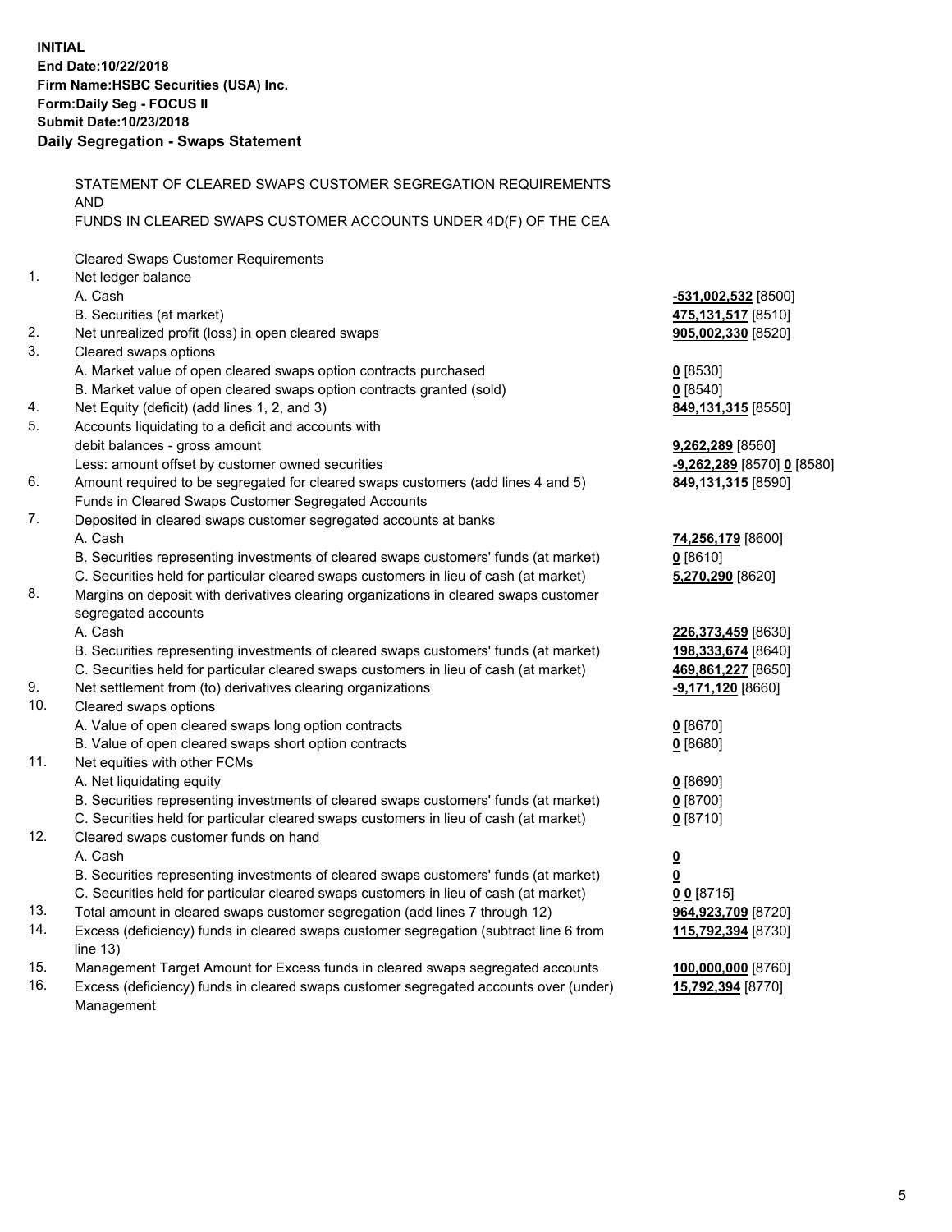**INITIAL**
**End Date:10/22/2018**
**Firm Name:HSBC Securities (USA) Inc.**
**Form:Daily Seg - FOCUS II**
**Submit Date:10/23/2018**
**Daily Segregation - Swaps Statement**

STATEMENT OF CLEARED SWAPS CUSTOMER SEGREGATION REQUIREMENTS AND FUNDS IN CLEARED SWAPS CUSTOMER ACCOUNTS UNDER 4D(F) OF THE CEA

| | | |
|---|---|---|
| | Cleared Swaps Customer Requirements | |
| 1. | Net ledger balance | |
| | A. Cash | **-531,002,532** [8500] |
| | B. Securities (at market) | **475,131,517** [8510] |
| 2. | Net unrealized profit (loss) in open cleared swaps | **905,002,330** [8520] |
| 3. | Cleared swaps options | |
| | A. Market value of open cleared swaps option contracts purchased | **0** [8530] |
| | B. Market value of open cleared swaps option contracts granted (sold) | **0** [8540] |
| 4. | Net Equity (deficit) (add lines 1, 2, and 3) | **849,131,315** [8550] |
| 5. | Accounts liquidating to a deficit and accounts with debit balances - gross amount | **9,262,289** [8560] |
| | Less: amount offset by customer owned securities | **-9,262,289** [8570] **0** [8580] |
| 6. | Amount required to be segregated for cleared swaps customers (add lines 4 and 5) | **849,131,315** [8590] |
| | Funds in Cleared Swaps Customer Segregated Accounts | |
| 7. | Deposited in cleared swaps customer segregated accounts at banks | |
| | A. Cash | **74,256,179** [8600] |
| | B. Securities representing investments of cleared swaps customers' funds (at market) | **0** [8610] |
| | C. Securities held for particular cleared swaps customers in lieu of cash (at market) | **5,270,290** [8620] |
| 8. | Margins on deposit with derivatives clearing organizations in cleared swaps customer segregated accounts | |
| | A. Cash | **226,373,459** [8630] |
| | B. Securities representing investments of cleared swaps customers' funds (at market) | **198,333,674** [8640] |
| | C. Securities held for particular cleared swaps customers in lieu of cash (at market) | **469,861,227** [8650] |
| 9. | Net settlement from (to) derivatives clearing organizations | **-9,171,120** [8660] |
| 10. | Cleared swaps options | |
| | A. Value of open cleared swaps long option contracts | **0** [8670] |
| | B. Value of open cleared swaps short option contracts | **0** [8680] |
| 11. | Net equities with other FCMs | |
| | A. Net liquidating equity | **0** [8690] |
| | B. Securities representing investments of cleared swaps customers' funds (at market) | **0** [8700] |
| | C. Securities held for particular cleared swaps customers in lieu of cash (at market) | **0** [8710] |
| 12. | Cleared swaps customer funds on hand | |
| | A. Cash | **0** |
| | B. Securities representing investments of cleared swaps customers' funds (at market) | **0** |
| | C. Securities held for particular cleared swaps customers in lieu of cash (at market) | **0** **0** [8715] |
| 13. | Total amount in cleared swaps customer segregation (add lines 7 through 12) | **964,923,709** [8720] |
| 14. | Excess (deficiency) funds in cleared swaps customer segregation (subtract line 6 from line 13) | **115,792,394** [8730] |
| 15. | Management Target Amount for Excess funds in cleared swaps segregated accounts | **100,000,000** [8760] |
| 16. | Excess (deficiency) funds in cleared swaps customer segregated accounts over (under) Management | **15,792,394** [8770] |